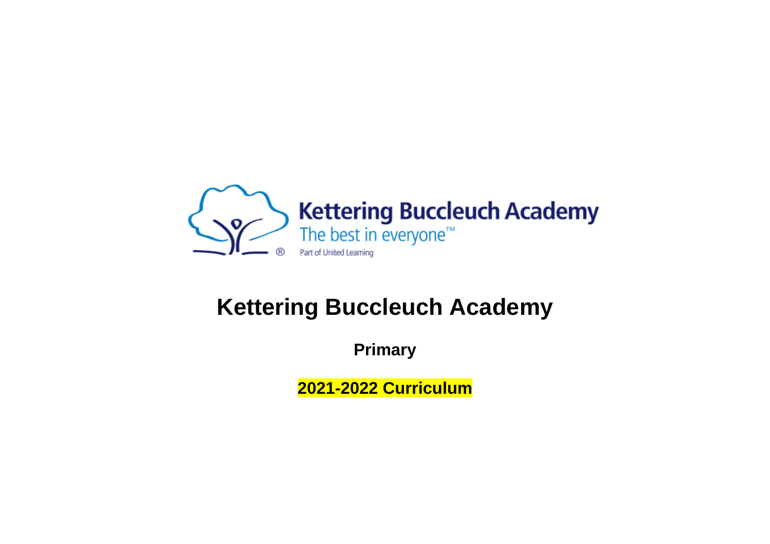Kettering Buccleuch Academy
The best in everyone™
Part of United Learning

# Kettering Buccleuch Academy

**Primary**

**2021-2022 Curriculum**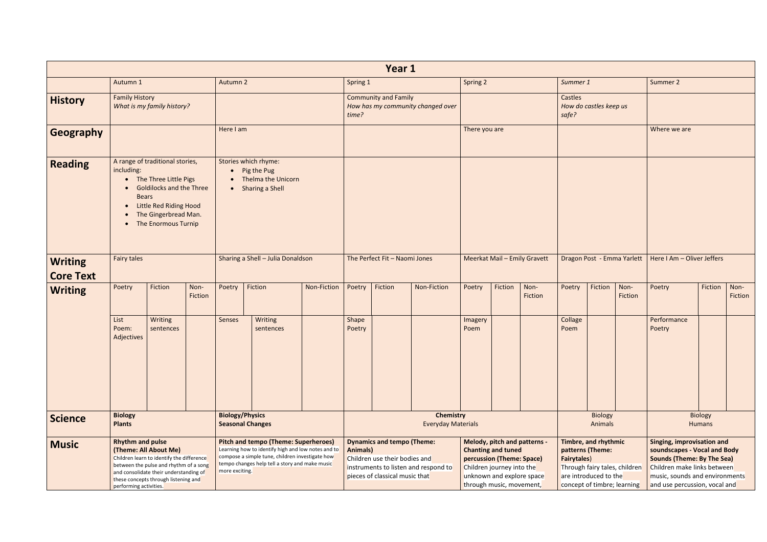# Year 1

| | Autumn 1 | Autumn 2 | Spring 1 | Spring 2 | *Summer 1* | Summer 2 |
|---|---|---|---|---|---|---|
| **History** | Family History *What is my family history?* | | Community and Family *How has my community changed over time?* | | Castles *How do castles keep us safe?* | |
| **Geography** | | Here I am | | There you are | | Where we are |
| **Reading** | A range of traditional stories, including: • The Three Little Pigs • Goldilocks and the Three Bears • Little Red Riding Hood • The Gingerbread Man. • The Enormous Turnip | Stories which rhyme: • Pig the Pug • Thelma the Unicorn • Sharing a Shell | | | | |
| **Writing Core Text** | Fairy tales | Sharing a Shell – Julia Donaldson | The Perfect Fit – Naomi Jones | Meerkat Mail – Emily Gravett | Dragon Post - Emma Yarlett | Here I Am – Oliver Jeffers |
| **Writing** | Poetry: List Poem: Adjectives; Fiction: Writing sentences; Non-Fiction: | Poetry: Senses; Fiction: Writing sentences; Non-Fiction: | Poetry: Shape Poetry; Fiction: ; Non-Fiction: | Poetry: Imagery Poem; Fiction: ; Non-Fiction: | Poetry: Collage Poem; Fiction: ; Non-Fiction: | Poetry: Performance Poetry; Fiction: ; Non-Fiction: |
| **Science** | **Biology** **Plants** | **Biology/Physics** **Seasonal Changes** | **Chemistry** Everyday Materials | | Biology Animals | Biology Humans |
| **Music** | **Rhythm and pulse (Theme: All About Me)** Children learn to identify the difference between the pulse and rhythm of a song and consolidate their understanding of these concepts through listening and performing activities. | **Pitch and tempo (Theme: Superheroes)** Learning how to identify high and low notes and to compose a simple tune, children investigate how tempo changes help tell a story and make music more exciting. | **Dynamics and tempo (Theme: Animals)** Children use their bodies and instruments to listen and respond to pieces of classical music that | **Melody, pitch and patterns - Chanting and tuned percussion (Theme: Space)** Children journey into the unknown and explore space through music, movement, | **Timbre, and rhythmic patterns (Theme: Fairytales)** Through fairy tales, children are introduced to the concept of timbre; learning | **Singing, improvisation and soundscapes - Vocal and Body Sounds (Theme: By The Sea)** Children make links between music, sounds and environments and use percussion, vocal and |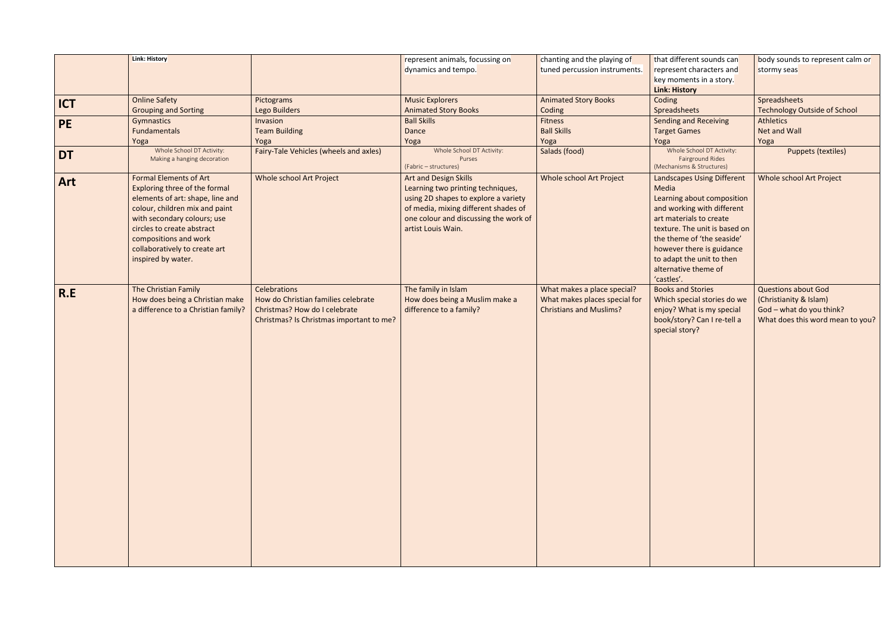| | | | | | | |
|---|---|---|---|---|---|---|
| | **Link: History** | | represent animals, focussing on dynamics and tempo. | chanting and the playing of tuned percussion instruments. | that different sounds can represent characters and key moments in a story.<br>**Link: History** | body sounds to represent calm or stormy seas |
| **ICT** | Online Safety<br>Grouping and Sorting | Pictograms<br>Lego Builders | Music Explorers<br>Animated Story Books | Animated Story Books<br>Coding | Coding<br>Spreadsheets | Spreadsheets<br>Technology Outside of School |
| **PE** | Gymnastics<br>Fundamentals<br>Yoga | Invasion<br>Team Building<br>Yoga | Ball Skills<br>Dance<br>Yoga | Fitness<br>Ball Skills<br>Yoga | Sending and Receiving<br>Target Games<br>Yoga | Athletics<br>Net and Wall<br>Yoga |
| **DT** | Whole School DT Activity:<br>Making a hanging decoration | Fairy-Tale Vehicles (wheels and axles) | Whole School DT Activity:<br>Purses<br>(Fabric – structures) | Salads (food) | Whole School DT Activity:<br>Fairground Rides<br>(Mechanisms & Structures) | Puppets (textiles) |
| **Art** | Formal Elements of Art<br>Exploring three of the formal elements of art: shape, line and colour, children mix and paint with secondary colours; use circles to create abstract compositions and work collaboratively to create art inspired by water. | Whole school Art Project | Art and Design Skills<br>Learning two printing techniques, using 2D shapes to explore a variety of media, mixing different shades of one colour and discussing the work of artist Louis Wain. | Whole school Art Project | Landscapes Using Different Media<br>Learning about composition and working with different art materials to create texture. The unit is based on the theme of 'the seaside' however there is guidance to adapt the unit to then alternative theme of 'castles'. | Whole school Art Project |
| **R.E** | The Christian Family<br>How does being a Christian make a difference to a Christian family? | Celebrations<br>How do Christian families celebrate Christmas? How do I celebrate Christmas? Is Christmas important to me? | The family in Islam<br>How does being a Muslim make a difference to a family? | What makes a place special?<br>What makes places special for Christians and Muslims? | Books and Stories<br>Which special stories do we enjoy? What is my special book/story? Can I re-tell a special story? | Questions about God<br>(Christianity & Islam)<br>God – what do you think?<br>What does this word mean to you? |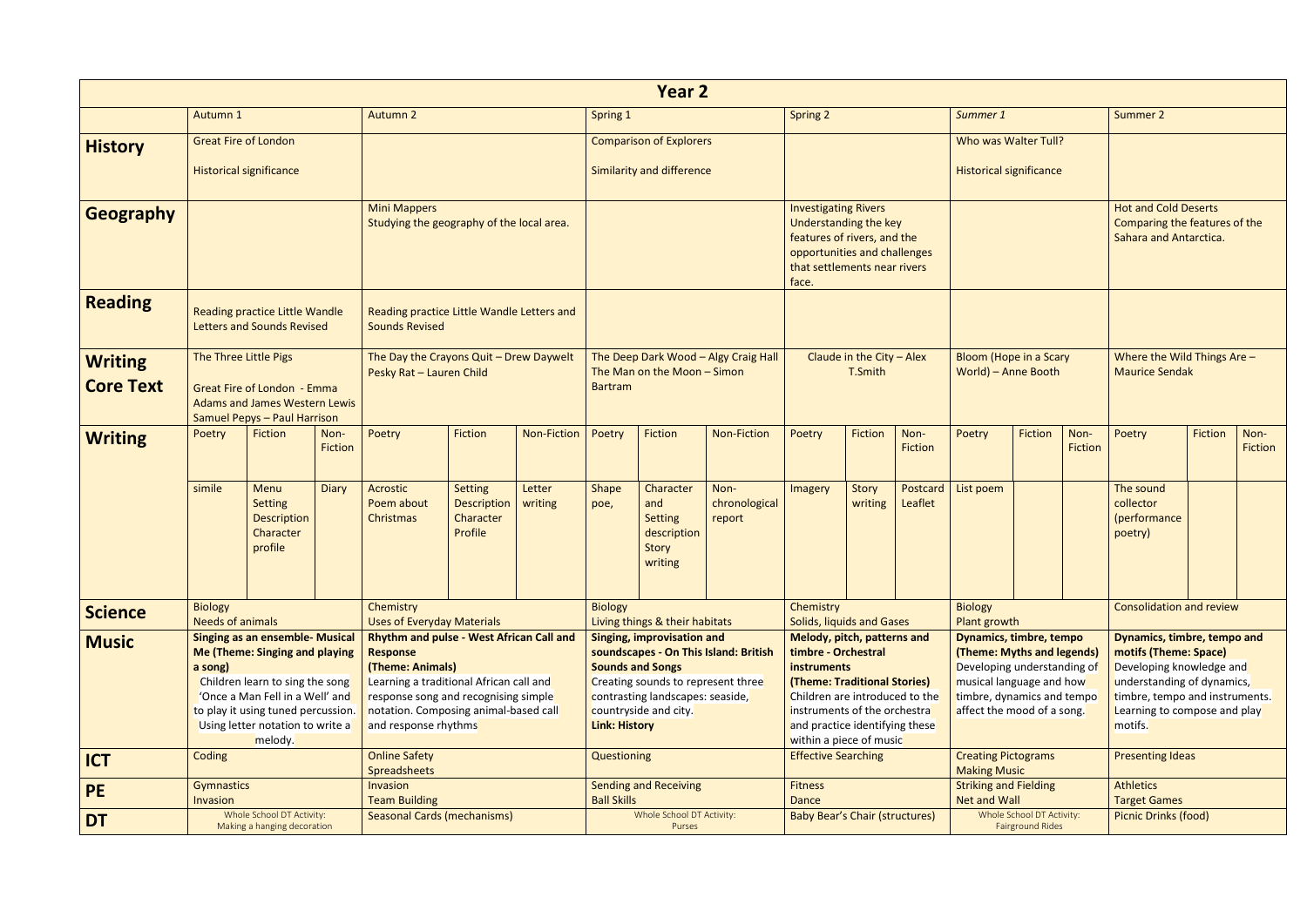# Year 2

| | Autumn 1 | | | Autumn 2 | | | Spring 1 | | | Spring 2 | | | *Summer 1* | | | Summer 2 | | |
|---|---|---|---|---|---|---|---|---|---|---|---|---|---|---|---|---|---|---|
| **History** | Great Fire of London<br><br>Historical significance | | | | | | Comparison of Explorers<br><br>Similarity and difference | | | | | | Who was Walter Tull?<br><br>Historical significance | | | | | |
| **Geography** | | | | Mini Mappers<br>Studying the geography of the local area. | | | | | | Investigating Rivers<br>Understanding the key features of rivers, and the opportunities and challenges that settlements near rivers face. | | | | | | Hot and Cold Deserts<br>Comparing the features of the Sahara and Antarctica. | | |
| **Reading** | Reading practice Little Wandle Letters and Sounds Revised | | | Reading practice Little Wandle Letters and Sounds Revised | | | | | | | | | | | | | | |
| **Writing Core Text** | The Three Little Pigs<br><br>Great Fire of London - Emma Adams and James Western Lewis<br>Samuel Pepys – Paul Harrison | | | The Day the Crayons Quit – Drew Daywelt<br>Pesky Rat – Lauren Child | | | The Deep Dark Wood – Algy Craig Hall<br>The Man on the Moon – Simon Bartram | | | Claude in the City – Alex T.Smith | | | Bloom (Hope in a Scary World) – Anne Booth | | | Where the Wild Things Are – Maurice Sendak | | |
| **Writing** | Poetry | Fiction | Non-Fiction | Poetry | Fiction | Non-Fiction | Poetry | Fiction | Non-Fiction | Poetry | Fiction | Non-Fiction | Poetry | Fiction | Non-Fiction | Poetry | Fiction | Non-Fiction |
| | simile | Menu<br>Setting Description<br>Character profile | Diary | Acrostic Poem about Christmas | Setting Description<br>Character Profile | Letter writing | Shape poe, | Character and Setting description<br>Story writing | Non-chronological report | Imagery | Story writing | Postcard<br>Leaflet | List poem | | | The sound collector (performance poetry) | | |
| **Science** | Biology<br>Needs of animals | | | Chemistry<br>Uses of Everyday Materials | | | Biology<br>Living things & their habitats | | | Chemistry<br>Solids, liquids and Gases | | | Biology<br>Plant growth | | | Consolidation and review | | |
| **Music** | **Singing as an ensemble- Musical Me (Theme: Singing and playing a song)**<br>Children learn to sing the song 'Once a Man Fell in a Well' and to play it using tuned percussion. Using letter notation to write a melody. | | | **Rhythm and pulse - West African Call and Response (Theme: Animals)**<br>Learning a traditional African call and response song and recognising simple notation. Composing animal-based call and response rhythms | | | **Singing, improvisation and soundscapes - On This Island: British Sounds and Songs**<br>Creating sounds to represent three contrasting landscapes: seaside, countryside and city.<br>**Link: History** | | | **Melody, pitch, patterns and timbre - Orchestral instruments (Theme: Traditional Stories)**<br>Children are introduced to the instruments of the orchestra and practice identifying these within a piece of music | | | **Dynamics, timbre, tempo (Theme: Myths and legends)**<br>Developing understanding of musical language and how timbre, dynamics and tempo affect the mood of a song. | | | **Dynamics, timbre, tempo and motifs (Theme: Space)**<br>Developing knowledge and understanding of dynamics, timbre, tempo and instruments. Learning to compose and play motifs. | | |
| **ICT** | Coding | | | Online Safety<br>Spreadsheets | | | Questioning | | | Effective Searching | | | Creating Pictograms<br>Making Music | | | Presenting Ideas | | |
| **PE** | Gymnastics<br>Invasion | | | Invasion<br>Team Building | | | Sending and Receiving<br>Ball Skills | | | Fitness<br>Dance | | | Striking and Fielding<br>Net and Wall | | | Athletics<br>Target Games | | |
| **DT** | Whole School DT Activity:<br>Making a hanging decoration | | | Seasonal Cards (mechanisms) | | | Whole School DT Activity:<br>Purses | | | Baby Bear's Chair (structures) | | | Whole School DT Activity:<br>Fairground Rides | | | Picnic Drinks (food) | | |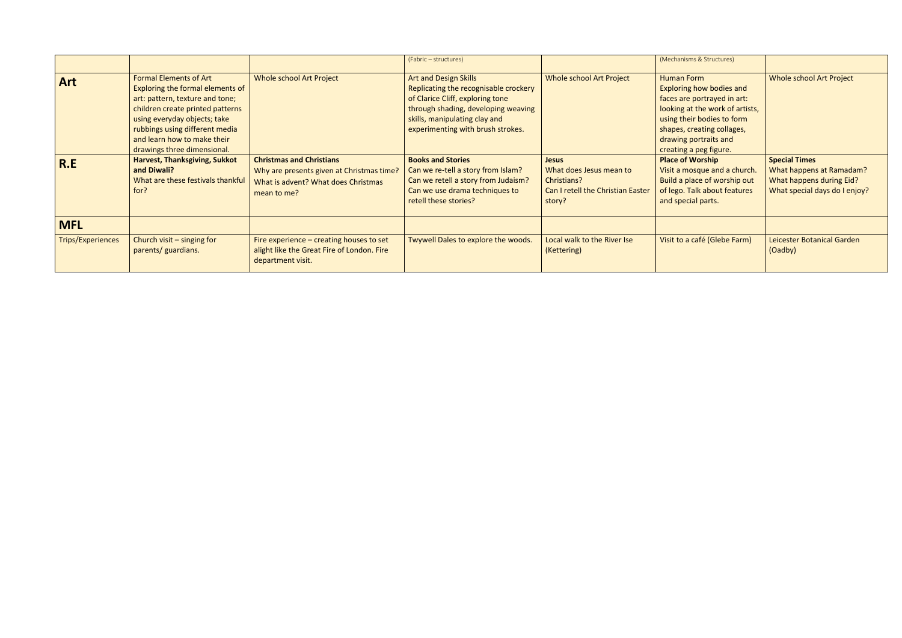| | | | | | | |
|---|---|---|---|---|---|---|
| | | | (Fabric – structures) | | (Mechanisms & Structures) | |
| **Art** | Formal Elements of Art<br>Exploring the formal elements of art: pattern, texture and tone; children create printed patterns using everyday objects; take rubbings using different media and learn how to make their drawings three dimensional. | Whole school Art Project | Art and Design Skills<br>Replicating the recognisable crockery of Clarice Cliff, exploring tone through shading, developing weaving skills, manipulating clay and experimenting with brush strokes. | Whole school Art Project | Human Form<br>Exploring how bodies and faces are portrayed in art: looking at the work of artists, using their bodies to form shapes, creating collages, drawing portraits and creating a peg figure. | Whole school Art Project |
| **R.E** | **Harvest, Thanksgiving, Sukkot and Diwali?**<br>What are these festivals thankful for? | **Christmas and Christians**<br>Why are presents given at Christmas time?<br>What is advent? What does Christmas mean to me? | **Books and Stories**<br>Can we re-tell a story from Islam?<br>Can we retell a story from Judaism?<br>Can we use drama techniques to retell these stories? | **Jesus**<br>What does Jesus mean to Christians?<br>Can I retell the Christian Easter story? | **Place of Worship**<br>Visit a mosque and a church. Build a place of worship out of lego. Talk about features and special parts. | **Special Times**<br>What happens at Ramadam?<br>What happens during Eid?<br>What special days do I enjoy? |
| **MFL** | | | | | | |
| Trips/Experiences | Church visit – singing for parents/ guardians. | Fire experience – creating houses to set alight like the Great Fire of London. Fire department visit. | Twywell Dales to explore the woods. | Local walk to the River Ise (Kettering) | Visit to a café (Glebe Farm) | Leicester Botanical Garden (Oadby) |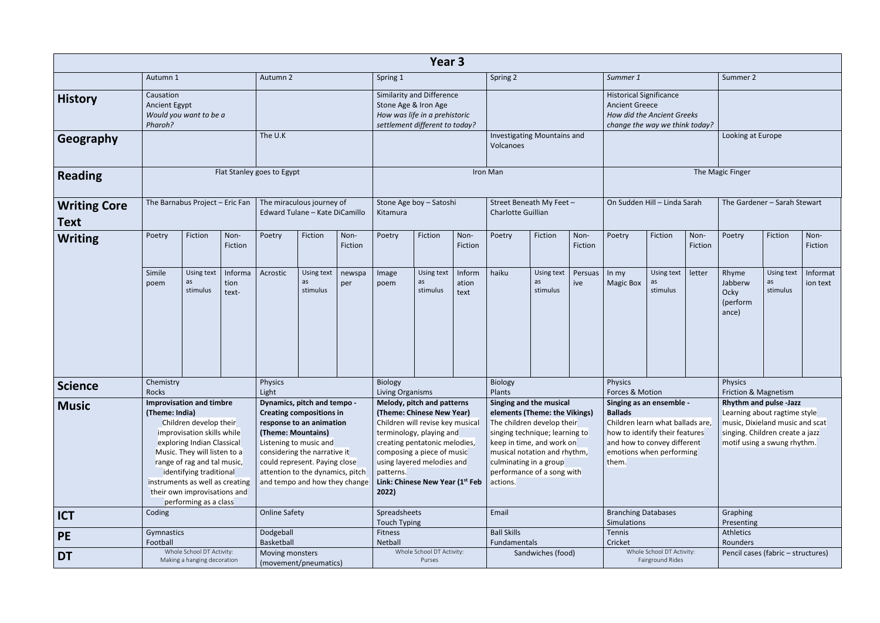# Year 3

| | Autumn 1 | | | Autumn 2 | | | Spring 1 | | | Spring 2 | | | Summer 1 | | | Summer 2 | | |
|---|---|---|---|---|---|---|---|---|---|---|---|---|---|---|---|---|---|---|
| **History** | Causation<br>Ancient Egypt<br>*Would you want to be a Pharoh?* | | | | | | Similarity and Difference<br>Stone Age & Iron Age<br>*How was life in a prehistoric settlement different to today?* | | | | | | Historical Significance<br>Ancient Greece<br>*How did the Ancient Greeks change the way we think today?* | | | | | |
| **Geography** | | | | The U.K | | | | | | Investigating Mountains and Volcanoes | | | | | | Looking at Europe | | |
| **Reading** | Flat Stanley goes to Egypt | | | | | | Iron Man | | | | | | The Magic Finger | | | | | |
| **Writing Core Text** | The Barnabus Project – Eric Fan | | | The miraculous journey of Edward Tulane – Kate DiCamillo | | | Stone Age boy – Satoshi Kitamura | | | Street Beneath My Feet – Charlotte Guillian | | | On Sudden Hill – Linda Sarah | | | The Gardener – Sarah Stewart | | |
| **Writing** | Poetry | Fiction | Non-Fiction | Poetry | Fiction | Non-Fiction | Poetry | Fiction | Non-Fiction | Poetry | Fiction | Non-Fiction | Poetry | Fiction | Non-Fiction | Poetry | Fiction | Non-Fiction |
| | Simile poem | Using text as stimulus | Information text- | Acrostic | Using text as stimulus | newspaper | Image poem | Using text as stimulus | Information text | haiku | Using text as stimulus | Persuasive | In my Magic Box | Using text as stimulus | letter | Rhyme Jabberw Ocky (performance) | Using text as stimulus | Information text |
| **Science** | Chemistry<br>Rocks | | | Physics<br>Light | | | Biology<br>Living Organisms | | | Biology<br>Plants | | | Physics<br>Forces & Motion | | | Physics<br>Friction & Magnetism | | |
| **Music** | **Improvisation and timbre (Theme: India)**<br>Children develop their improvisation skills while exploring Indian Classical Music. They will listen to a range of rag and tal music, identifying traditional instruments as well as creating their own improvisations and performing as a class | | | **Dynamics, pitch and tempo - Creating compositions in response to an animation (Theme: Mountains)**<br>Listening to music and considering the narrative it could represent. Paying close attention to the dynamics, pitch and tempo and how they change | | | **Melody, pitch and patterns (Theme: Chinese New Year)**<br>Children will revise key musical terminology, playing and creating pentatonic melodies, composing a piece of music using layered melodies and patterns.<br>**Link: Chinese New Year (1st Feb 2022)** | | | **Singing and the musical elements (Theme: the Vikings)**<br>The children develop their singing technique; learning to keep in time, and work on musical notation and rhythm, culminating in a group performance of a song with actions. | | | **Singing as an ensemble - Ballads**<br>Children learn what ballads are, how to identify their features and how to convey different emotions when performing them. | | | **Rhythm and pulse -Jazz**<br>Learning about ragtime style music, Dixieland music and scat singing. Children create a jazz motif using a swung rhythm. | | |
| **ICT** | Coding | | | Online Safety | | | Spreadsheets<br>Touch Typing | | | Email | | | Branching Databases<br>Simulations | | | Graphing<br>Presenting | | |
| **PE** | Gymnastics<br>Football | | | Dodgeball<br>Basketball | | | Fitness<br>Netball | | | Ball Skills<br>Fundamentals | | | Tennis<br>Cricket | | | Athletics<br>Rounders | | |
| **DT** | Whole School DT Activity:<br>Making a hanging decoration | | | Moving monsters (movement/pneumatics) | | | Whole School DT Activity:<br>Purses | | | Sandwiches (food) | | | Whole School DT Activity:<br>Fairground Rides | | | Pencil cases (fabric – structures) | | |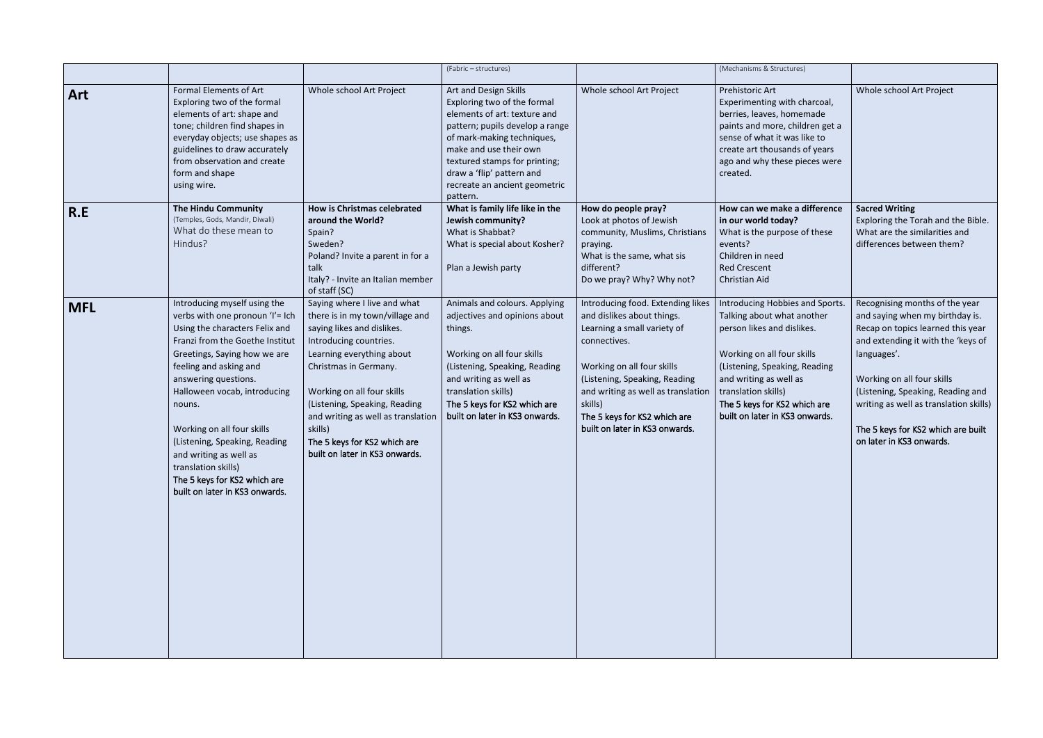| | | | (Fabric – structures) | | (Mechanisms & Structures) | |
|---|---|---|---|---|---|---|
| **Art** | Formal Elements of Art<br>Exploring two of the formal elements of art: shape and tone; children find shapes in everyday objects; use shapes as guidelines to draw accurately from observation and create form and shape using wire. | Whole school Art Project | Art and Design Skills<br>Exploring two of the formal elements of art: texture and pattern; pupils develop a range of mark-making techniques, make and use their own textured stamps for printing; draw a 'flip' pattern and recreate an ancient geometric pattern. | Whole school Art Project | Prehistoric Art<br>Experimenting with charcoal, berries, leaves, homemade paints and more, children get a sense of what it was like to create art thousands of years ago and why these pieces were created. | Whole school Art Project |
| **R.E** | **The Hindu Community**<br>(Temples, Gods, Mandir, Diwali)<br>What do these mean to Hindus? | **How is Christmas celebrated around the World?**<br>Spain?<br>Sweden?<br>Poland? Invite a parent in for a talk<br>Italy? - Invite an Italian member of staff (SC) | **What is family life like in the Jewish community?**<br>What is Shabbat?<br>What is special about Kosher?<br><br>Plan a Jewish party | **How do people pray?**<br>Look at photos of Jewish community, Muslims, Christians praying.<br>What is the same, what sis different?<br>Do we pray? Why? Why not? | **How can we make a difference in our world today?**<br>What is the purpose of these events?<br>Children in need<br>Red Crescent<br>Christian Aid | **Sacred Writing**<br>Exploring the Torah and the Bible.<br>What are the similarities and differences between them? |
| **MFL** | Introducing myself using the verbs with one pronoun 'I'= Ich<br>Using the characters Felix and Franzi from the Goethe Institut<br>Greetings, Saying how we are feeling and asking and answering questions.<br>Halloween vocab, introducing nouns.<br><br>Working on all four skills (Listening, Speaking, Reading and writing as well as translation skills)<br>The 5 keys for KS2 which are built on later in KS3 onwards. | Saying where I live and what there is in my town/village and saying likes and dislikes.<br>Introducing countries.<br>Learning everything about Christmas in Germany.<br><br>Working on all four skills (Listening, Speaking, Reading and writing as well as translation skills)<br>The 5 keys for KS2 which are built on later in KS3 onwards. | Animals and colours. Applying adjectives and opinions about things.<br><br>Working on all four skills (Listening, Speaking, Reading and writing as well as translation skills)<br>The 5 keys for KS2 which are built on later in KS3 onwards. | Introducing food. Extending likes and dislikes about things.<br>Learning a small variety of connectives.<br><br>Working on all four skills (Listening, Speaking, Reading and writing as well as translation skills)<br>The 5 keys for KS2 which are built on later in KS3 onwards. | Introducing Hobbies and Sports.<br>Talking about what another person likes and dislikes.<br><br>Working on all four skills (Listening, Speaking, Reading and writing as well as translation skills)<br>The 5 keys for KS2 which are built on later in KS3 onwards. | Recognising months of the year and saying when my birthday is.<br>Recap on topics learned this year and extending it with the 'keys of languages'.<br><br>Working on all four skills (Listening, Speaking, Reading and writing as well as translation skills)<br><br>The 5 keys for KS2 which are built on later in KS3 onwards. |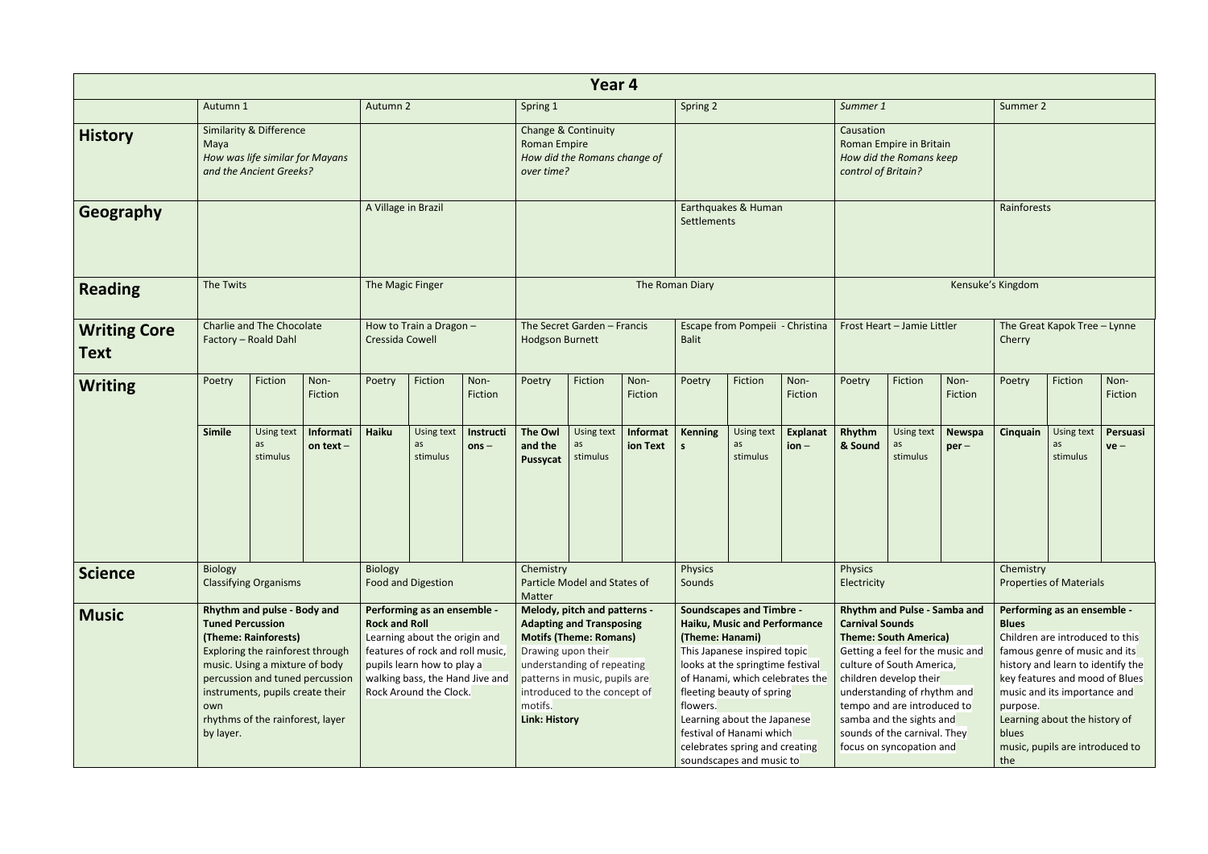| Year 4 | | | | | | | | | | | | | | | | | | |
|---|---|---|---|---|---|---|---|---|---|---|---|---|---|---|---|---|---|---|
| | Autumn 1 | | | Autumn 2 | | | Spring 1 | | | Spring 2 | | | *Summer 1* | | | Summer 2 | | |
| **History** | Similarity & Difference<br>Maya<br>*How was life similar for Mayans and the Ancient Greeks?* | | | | | | Change & Continuity<br>Roman Empire<br>*How did the Romans change of over time?* | | | | | | Causation<br>Roman Empire in Britain<br>*How did the Romans keep control of Britain?* | | | | | |
| **Geography** | | | | A Village in Brazil | | | | | | Earthquakes & Human Settlements | | | | | | Rainforests | | |
| **Reading** | The Twits | | | The Magic Finger | | | The Roman Diary | | | | | | Kensuke's Kingdom | | | | | |
| **Writing Core Text** | Charlie and The Chocolate Factory – Roald Dahl | | | How to Train a Dragon – Cressida Cowell | | | The Secret Garden – Francis Hodgson Burnett | | | Escape from Pompeii - Christina Balit | | | Frost Heart – Jamie Littler | | | The Great Kapok Tree – Lynne Cherry | | |
| **Writing** | Poetry | Fiction | Non-Fiction | Poetry | Fiction | Non-Fiction | Poetry | Fiction | Non-Fiction | Poetry | Fiction | Non-Fiction | Poetry | Fiction | Non-Fiction | Poetry | Fiction | Non-Fiction |
| | **Simile** | Using text as stimulus | **Information text –** | **Haiku** | Using text as stimulus | **Instructions –** | **The Owl and the Pussycat** | Using text as stimulus | **Information Text** | **Kennings** | Using text as stimulus | **Explanation –** | **Rhythm & Sound** | Using text as stimulus | **Newspaper –** | **Cinquain** | Using text as stimulus | **Persuasive –** |
| **Science** | Biology<br>Classifying Organisms | | | Biology<br>Food and Digestion | | | Chemistry<br>Particle Model and States of Matter | | | Physics<br>Sounds | | | Physics<br>Electricity | | | Chemistry<br>Properties of Materials | | |
| **Music** | **Rhythm and pulse - Body and Tuned Percussion (Theme: Rainforests)**<br>Exploring the rainforest through music. Using a mixture of body percussion and tuned percussion instruments, pupils create their own rhythms of the rainforest, layer by layer. | | | **Performing as an ensemble - Rock and Roll**<br>Learning about the origin and features of rock and roll music, pupils learn how to play a walking bass, the Hand Jive and Rock Around the Clock. | | | **Melody, pitch and patterns - Adapting and Transposing Motifs (Theme: Romans)**<br>Drawing upon their understanding of repeating patterns in music, pupils are introduced to the concept of motifs.<br>**Link: History** | | | **Soundscapes and Timbre - Haiku, Music and Performance (Theme: Hanami)**<br>This Japanese inspired topic looks at the springtime festival of Hanami, which celebrates the fleeting beauty of spring flowers.<br>Learning about the Japanese festival of Hanami which celebrates spring and creating soundscapes and music to | | | **Rhythm and Pulse - Samba and Carnival Sounds Theme: South America)**<br>Getting a feel for the music and culture of South America, children develop their understanding of rhythm and tempo and are introduced to samba and the sights and sounds of the carnival. They focus on syncopation and | | | **Performing as an ensemble - Blues**<br>Children are introduced to this famous genre of music and its history and learn to identify the key features and mood of Blues music and its importance and purpose.<br>Learning about the history of blues music, pupils are introduced to the | | |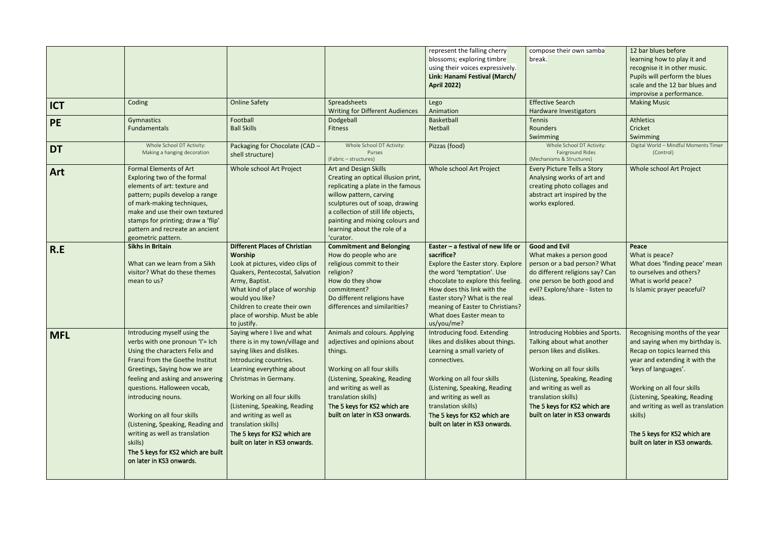| | | | | | | |
|---|---|---|---|---|---|---|
| | | | | represent the falling cherry blossoms; exploring timbre using their voices expressively. **Link: Hanami Festival (March/ April 2022)** | compose their own samba break. | 12 bar blues before learning how to play it and recognise it in other music. Pupils will perform the blues scale and the 12 bar blues and improvise a performance. |
| **ICT** | Coding | Online Safety | Spreadsheets<br>Writing for Different Audiences | Lego<br>Animation | Effective Search<br>Hardware Investigators | Making Music |
| **PE** | Gymnastics<br>Fundamentals | Football<br>Ball Skills | Dodgeball<br>Fitness | Basketball<br>Netball | Tennis<br>Rounders<br>Swimming | Athletics<br>Cricket<br>Swimming |
| **DT** | Whole School DT Activity:<br>Making a hanging decoration | Packaging for Chocolate (CAD – shell structure) | Whole School DT Activity:<br>Purses<br>(Fabric – structures) | Pizzas (food) | Whole School DT Activity:<br>Fairground Rides<br>(Mechanisms & Structures) | Digital World – Mindful Moments Timer (Control) |
| **Art** | Formal Elements of Art<br>Exploring two of the formal elements of art: texture and pattern; pupils develop a range of mark-making techniques, make and use their own textured stamps for printing; draw a 'flip' pattern and recreate an ancient geometric pattern. | Whole school Art Project | Art and Design Skills<br>Creating an optical illusion print, replicating a plate in the famous willow pattern, carving sculptures out of soap, drawing a collection of still life objects, painting and mixing colours and learning about the role of a 'curator. | Whole school Art Project | Every Picture Tells a Story<br>Analysing works of art and creating photo collages and abstract art inspired by the works explored. | Whole school Art Project |
| **R.E** | **Sikhs in Britain**<br><br>What can we learn from a Sikh visitor? What do these themes mean to us? | **Different Places of Christian Worship**<br>Look at pictures, video clips of Quakers, Pentecostal, Salvation Army, Baptist.<br>What kind of place of worship would you like?<br>Children to create their own place of worship. Must be able to justify. | **Commitment and Belonging**<br>How do people who are religious commit to their religion?<br>How do they show commitment?<br>Do different religions have differences and similarities? | **Easter – a festival of new life or sacrifice?**<br>Explore the Easter story. Explore the word 'temptation'. Use chocolate to explore this feeling. How does this link with the Easter story? What is the real meaning of Easter to Christians? What does Easter mean to us/you/me? | **Good and Evil**<br>What makes a person good person or a bad person? What do different religions say? Can one person be both good and evil? Explore/share - listen to ideas. | **Peace**<br>What is peace?<br>What does 'finding peace' mean to ourselves and others?<br>What is world peace?<br>Is Islamic prayer peaceful? |
| **MFL** | Introducing myself using the verbs with one pronoun 'I'= Ich Using the characters Felix and Franzi from the Goethe Institut Greetings, Saying how we are feeling and asking and answering questions. Halloween vocab, introducing nouns.<br><br>Working on all four skills (Listening, Speaking, Reading and writing as well as translation skills)<br>The 5 keys for KS2 which are built on later in KS3 onwards. | Saying where I live and what there is in my town/village and saying likes and dislikes. Introducing countries. Learning everything about Christmas in Germany.<br><br>Working on all four skills (Listening, Speaking, Reading and writing as well as translation skills)<br>The 5 keys for KS2 which are built on later in KS3 onwards. | Animals and colours. Applying adjectives and opinions about things.<br><br>Working on all four skills (Listening, Speaking, Reading and writing as well as translation skills)<br>The 5 keys for KS2 which are built on later in KS3 onwards. | Introducing food. Extending likes and dislikes about things. Learning a small variety of connectives.<br><br>Working on all four skills (Listening, Speaking, Reading and writing as well as translation skills)<br>The 5 keys for KS2 which are built on later in KS3 onwards. | Introducing Hobbies and Sports. Talking about what another person likes and dislikes.<br><br>Working on all four skills (Listening, Speaking, Reading and writing as well as translation skills)<br>The 5 keys for KS2 which are built on later in KS3 onwards | Recognising months of the year and saying when my birthday is. Recap on topics learned this year and extending it with the 'keys of languages'.<br><br>Working on all four skills (Listening, Speaking, Reading and writing as well as translation skills)<br><br>The 5 keys for KS2 which are built on later in KS3 onwards. |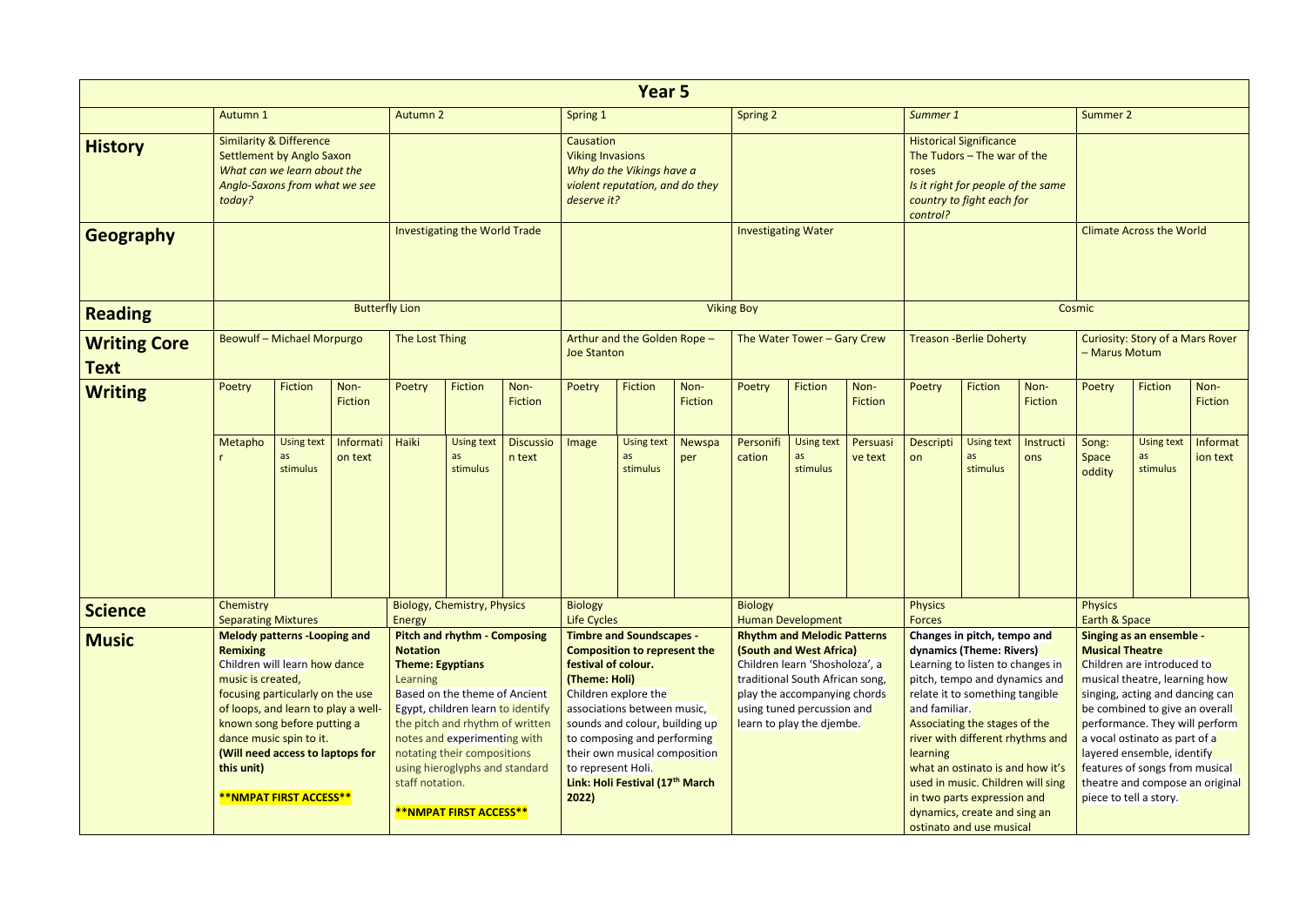| Year 5 | | | | | | | | | | | | | | | | | | |
|---|---|---|---|---|---|---|---|---|---|---|---|---|---|---|---|---|---|---|
| | Autumn 1 | | | Autumn 2 | | | Spring 1 | | | Spring 2 | | | *Summer 1* | | | Summer 2 | | |
| **History** | Similarity & Difference<br>Settlement by Anglo Saxon<br>*What can we learn about the Anglo-Saxons from what we see today?* | | | | | | Causation<br>Viking Invasions<br>*Why do the Vikings have a violent reputation, and do they deserve it?* | | | | | | Historical Significance<br>The Tudors – The war of the roses<br>*Is it right for people of the same country to fight each for control?* | | | | | |
| **Geography** | | | | Investigating the World Trade | | | | | | Investigating Water | | | | | | Climate Across the World | | |
| **Reading** | Butterfly Lion | | | | | | Viking Boy | | | | | | Cosmic | | | | | |
| **Writing Core Text** | Beowulf – Michael Morpurgo | | | The Lost Thing | | | Arthur and the Golden Rope – Joe Stanton | | | The Water Tower – Gary Crew | | | Treason -Berlie Doherty | | | Curiosity: Story of a Mars Rover – Marus Motum | | |
| **Writing** | Poetry | Fiction | Non-Fiction | Poetry | Fiction | Non-Fiction | Poetry | Fiction | Non-Fiction | Poetry | Fiction | Non-Fiction | Poetry | Fiction | Non-Fiction | Poetry | Fiction | Non-Fiction |
| | Metaphor | Using text as stimulus | Information text | Haiki | Using text as stimulus | Discussion text | Image | Using text as stimulus | Newspaper | Personification | Using text as stimulus | Persuasive text | Description | Using text as stimulus | Instructions | Song: Space oddity | Using text as stimulus | Information text |
| **Science** | Chemistry<br>Separating Mixtures | | | Biology, Chemistry, Physics<br>Energy | | | Biology<br>Life Cycles | | | Biology<br>Human Development | | | Physics<br>Forces | | | Physics<br>Earth & Space | | |
| **Music** | **Melody patterns -Looping and Remixing**<br>Children will learn how dance music is created, focusing particularly on the use of loops, and learn to play a well-known song before putting a dance music spin to it.<br>**(Will need access to laptops for this unit)**<br>**\*\*NMPAT FIRST ACCESS\*\*** | | | **Pitch and rhythm - Composing Notation**<br>**Theme: Egyptians**<br>Learning<br>Based on the theme of Ancient Egypt, children learn to identify the pitch and rhythm of written notes and experimenting with notating their compositions using hieroglyphs and standard staff notation.<br>**\*\*NMPAT FIRST ACCESS\*\*** | | | **Timbre and Soundscapes - Composition to represent the festival of colour.**<br>**(Theme: Holi)**<br>Children explore the associations between music, sounds and colour, building up to composing and performing their own musical composition to represent Holi.<br>**Link: Holi Festival (17th March 2022)** | | | **Rhythm and Melodic Patterns (South and West Africa)**<br>Children learn 'Shosholoza', a traditional South African song, play the accompanying chords using tuned percussion and learn to play the djembe. | | | **Changes in pitch, tempo and dynamics (Theme: Rivers)**<br>Learning to listen to changes in pitch, tempo and dynamics and relate it to something tangible and familiar.<br>Associating the stages of the river with different rhythms and learning what an ostinato is and how it's used in music. Children will sing in two parts expression and dynamics, create and sing an ostinato and use musical | | | **Singing as an ensemble - Musical Theatre**<br>Children are introduced to musical theatre, learning how singing, acting and dancing can be combined to give an overall performance. They will perform a vocal ostinato as part of a layered ensemble, identify features of songs from musical theatre and compose an original piece to tell a story. | | |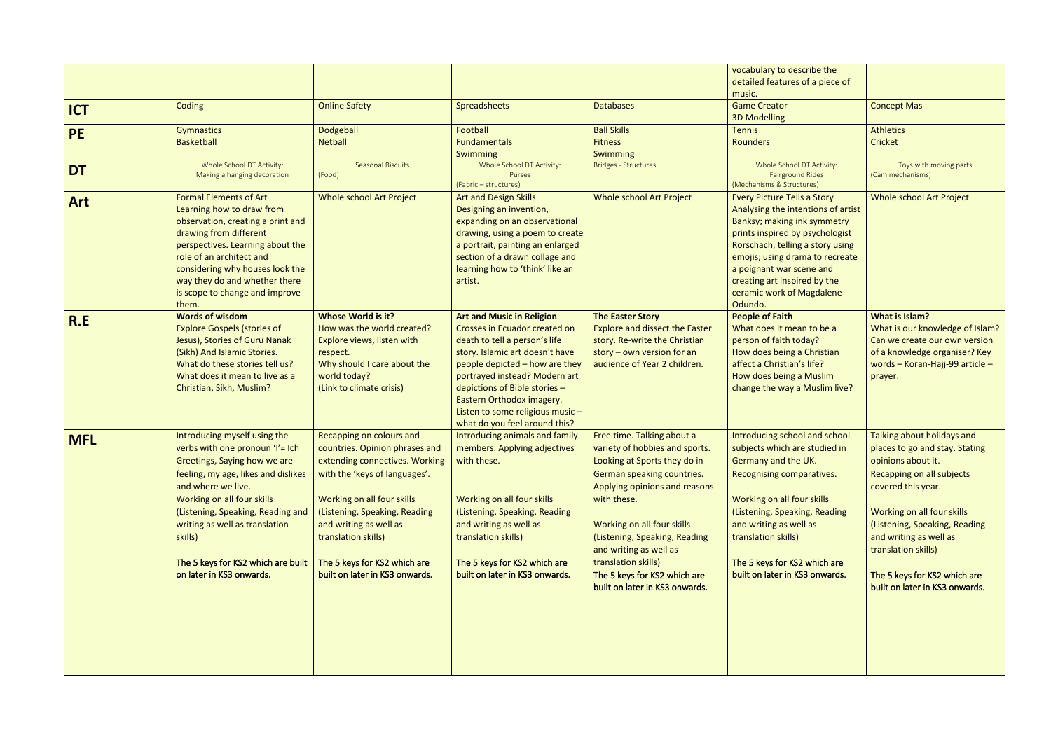| | | | | | | |
|---|---|---|---|---|---|---|
| | | | | | vocabulary to describe the detailed features of a piece of music. | |
| **ICT** | Coding | Online Safety | Spreadsheets | Databases | Game Creator<br>3D Modelling | Concept Mas |
| **PE** | Gymnastics<br>Basketball | Dodgeball<br>Netball | Football<br>Fundamentals<br>Swimming | Ball Skills<br>Fitness<br>Swimming | Tennis<br>Rounders | Athletics<br>Cricket |
| **DT** | Whole School DT Activity:<br>Making a hanging decoration | Seasonal Biscuits<br>(Food) | Whole School DT Activity:<br>Purses<br>(Fabric – structures) | Bridges - Structures | Whole School DT Activity:<br>Fairground Rides<br>(Mechanisms & Structures) | Toys with moving parts<br>(Cam mechanisms) |
| **Art** | Formal Elements of Art<br>Learning how to draw from observation, creating a print and drawing from different perspectives. Learning about the role of an architect and considering why houses look the way they do and whether there is scope to change and improve them. | Whole school Art Project | Art and Design Skills<br>Designing an invention, expanding on an observational drawing, using a poem to create a portrait, painting an enlarged section of a drawn collage and learning how to 'think' like an artist. | Whole school Art Project | Every Picture Tells a Story<br>Analysing the intentions of artist Banksy; making ink symmetry prints inspired by psychologist Rorschach; telling a story using emojis; using drama to recreate a poignant war scene and creating art inspired by the ceramic work of Magdalene Odundo. | Whole school Art Project |
| **R.E** | **Words of wisdom**<br>Explore Gospels (stories of Jesus), Stories of Guru Nanak (Sikh) And Islamic Stories.<br>What do these stories tell us?<br>What does it mean to live as a Christian, Sikh, Muslim? | **Whose World is it?**<br>How was the world created?<br>Explore views, listen with respect.<br>Why should I care about the world today?<br>(Link to climate crisis) | **Art and Music in Religion**<br>Crosses in Ecuador created on death to tell a person's life story. Islamic art doesn't have people depicted – how are they portrayed instead? Modern art depictions of Bible stories – Eastern Orthodox imagery.<br>Listen to some religious music – what do you feel around this? | **The Easter Story**<br>Explore and dissect the Easter story. Re-write the Christian story – own version for an audience of Year 2 children. | **People of Faith**<br>What does it mean to be a person of faith today?<br>How does being a Christian affect a Christian's life?<br>How does being a Muslim change the way a Muslim live? | **What is Islam?**<br>What is our knowledge of Islam?<br>Can we create our own version of a knowledge organiser? Key words – Koran-Hajj-99 article – prayer. |
| **MFL** | Introducing myself using the verbs with one pronoun 'I'= Ich<br>Greetings, Saying how we are feeling, my age, likes and dislikes and where we live.<br>Working on all four skills (Listening, Speaking, Reading and writing as well as translation skills)<br>The 5 keys for KS2 which are built on later in KS3 onwards. | Recapping on colours and countries. Opinion phrases and extending connectives. Working with the 'keys of languages'.<br>Working on all four skills (Listening, Speaking, Reading and writing as well as translation skills)<br>The 5 keys for KS2 which are built on later in KS3 onwards. | Introducing animals and family members. Applying adjectives with these.<br>Working on all four skills (Listening, Speaking, Reading and writing as well as translation skills)<br>The 5 keys for KS2 which are built on later in KS3 onwards. | Free time. Talking about a variety of hobbies and sports. Looking at Sports they do in German speaking countries. Applying opinions and reasons with these.<br>Working on all four skills (Listening, Speaking, Reading and writing as well as translation skills)<br>The 5 keys for KS2 which are built on later in KS3 onwards. | Introducing school and school subjects which are studied in Germany and the UK. Recognising comparatives.<br>Working on all four skills (Listening, Speaking, Reading and writing as well as translation skills)<br>The 5 keys for KS2 which are built on later in KS3 onwards. | Talking about holidays and places to go and stay. Stating opinions about it.<br>Recapping on all subjects covered this year.<br>Working on all four skills (Listening, Speaking, Reading and writing as well as translation skills)<br>The 5 keys for KS2 which are built on later in KS3 onwards. |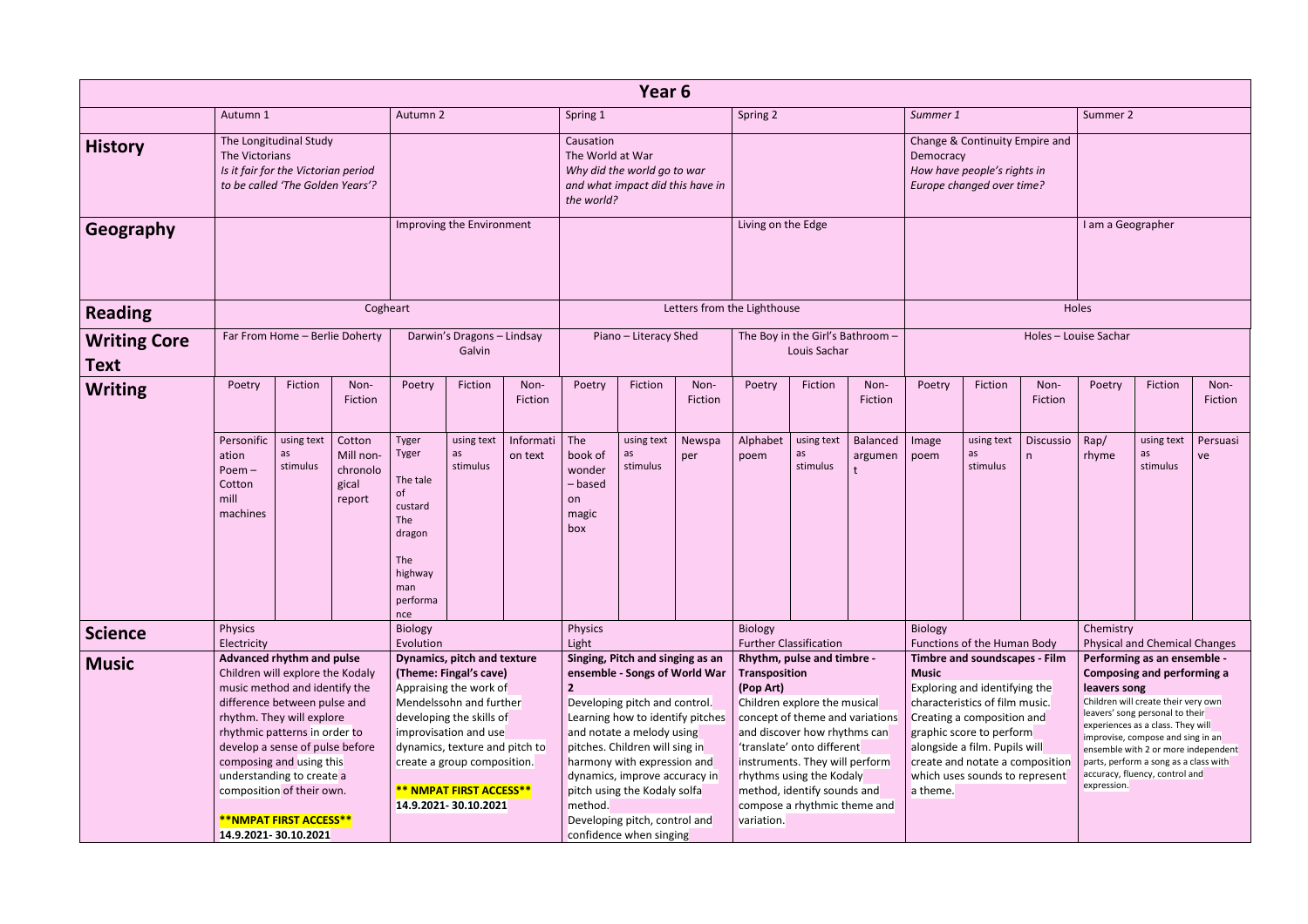# Year 6

| | Autumn 1 | | | Autumn 2 | | | Spring 1 | | | Spring 2 | | | *Summer 1* | | | Summer 2 | | |
|---|---|---|---|---|---|---|---|---|---|---|---|---|---|---|---|---|---|---|
| **History** | The Longitudinal Study<br>The Victorians<br>*Is it fair for the Victorian period to be called 'The Golden Years'?* | | | | | | Causation<br>The World at War<br>*Why did the world go to war and what impact did this have in the world?* | | | | | | Change & Continuity Empire and Democracy<br>*How have people's rights in Europe changed over time?* | | | | | |
| **Geography** | | | | Improving the Environment | | | | | | Living on the Edge | | | | | | I am a Geographer | | |
| **Reading** | Cogheart | | | | | | Letters from the Lighthouse | | | | | | Holes | | | | | |
| **Writing Core Text** | Far From Home – Berlie Doherty | | | Darwin's Dragons – Lindsay Galvin | | | Piano – Literacy Shed | | | The Boy in the Girl's Bathroom – Louis Sachar | | | Holes – Louise Sachar | | | | | |
| **Writing** | Poetry | Fiction | Non-Fiction | Poetry | Fiction | Non-Fiction | Poetry | Fiction | Non-Fiction | Poetry | Fiction | Non-Fiction | Poetry | Fiction | Non-Fiction | Poetry | Fiction | Non-Fiction |
| | Personification Poem – Cotton mill machines | using text as stimulus | Cotton Mill non-chronological report | Tyger Tyger<br>The tale of custard The dragon<br>The highwayman performance | using text as stimulus | Information text | The book of wonder – based on magic box | using text as stimulus | Newspaper | Alphabet poem | using text as stimulus | Balanced argument | Image poem | using text as stimulus | Discussion | Rap/ rhyme | using text as stimulus | Persuasive |
| **Science** | Physics<br>Electricity | | | Biology<br>Evolution | | | Physics<br>Light | | | Biology<br>Further Classification | | | Biology<br>Functions of the Human Body | | | Chemistry<br>Physical and Chemical Changes | | |
| **Music** | **Advanced rhythm and pulse**<br>Children will explore the Kodaly music method and identify the difference between pulse and rhythm. They will explore rhythmic patterns in order to develop a sense of pulse before composing and using this understanding to create a composition of their own.<br>**\*\*NMPAT FIRST ACCESS\*\***<br>**14.9.2021- 30.10.2021** | | | **Dynamics, pitch and texture (Theme: Fingal's cave)**<br>Appraising the work of Mendelssohn and further developing the skills of improvisation and use dynamics, texture and pitch to create a group composition.<br>**\*\* NMPAT FIRST ACCESS\*\***<br>**14.9.2021- 30.10.2021** | | | **Singing, Pitch and singing as an ensemble - Songs of World War 2**<br>Developing pitch and control. Learning how to identify pitches and notate a melody using pitches. Children will sing in harmony with expression and dynamics, improve accuracy in pitch using the Kodaly solfa method.<br>Developing pitch, control and confidence when singing | | | **Rhythm, pulse and timbre - Transposition (Pop Art)**<br>Children explore the musical concept of theme and variations and discover how rhythms can 'translate' onto different instruments. They will perform rhythms using the Kodaly method, identify sounds and compose a rhythmic theme and variation. | | | **Timbre and soundscapes - Film Music**<br>Exploring and identifying the characteristics of film music. Creating a composition and graphic score to perform alongside a film. Pupils will create and notate a composition which uses sounds to represent a theme. | | | **Performing as an ensemble - Composing and performing a leavers song**<br>Children will create their very own leavers' song personal to their experiences as a class. They will improvise, compose and sing in an ensemble with 2 or more independent parts, perform a song as a class with accuracy, fluency, control and expression. | | |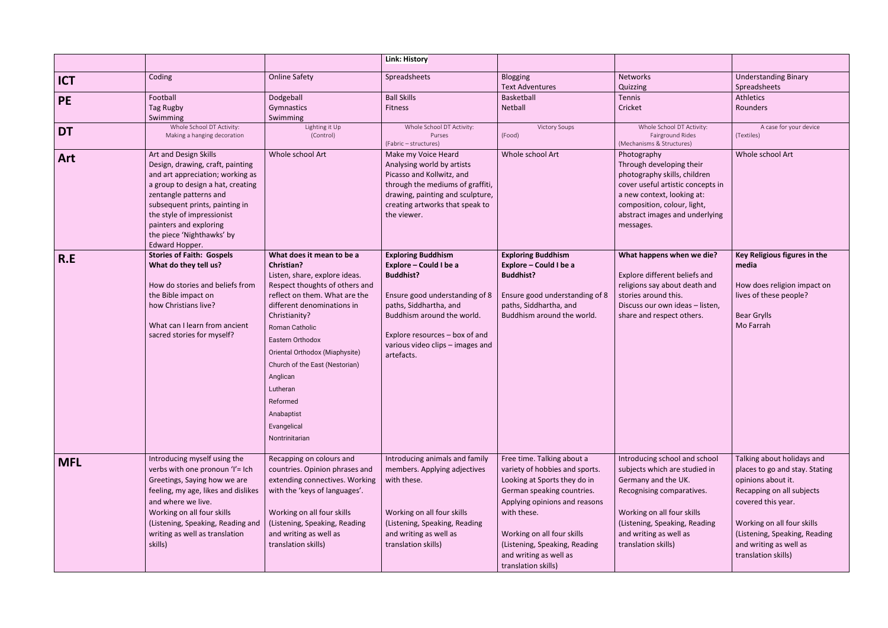| | | | Link: History | | | |
|---|---|---|---|---|---|---|
| **ICT** | Coding | Online Safety | Spreadsheets | Blogging<br>Text Adventures | Networks<br>Quizzing | Understanding Binary<br>Spreadsheets |
| **PE** | Football<br>Tag Rugby<br>Swimming | Dodgeball<br>Gymnastics<br>Swimming | Ball Skills<br>Fitness | Basketball<br>Netball | Tennis<br>Cricket | Athletics<br>Rounders |
| **DT** | Whole School DT Activity:<br>Making a hanging decoration | Lighting it Up<br>(Control) | Whole School DT Activity:<br>Purses<br>(Fabric – structures) | Victory Soups<br>(Food) | Whole School DT Activity:<br>Fairground Rides<br>(Mechanisms & Structures) | A case for your device<br>(Textiles) |
| **Art** | Art and Design Skills<br>Design, drawing, craft, painting and art appreciation; working as a group to design a hat, creating zentangle patterns and subsequent prints, painting in the style of impressionist painters and exploring the piece 'Nighthawks' by Edward Hopper. | Whole school Art | Make my Voice Heard<br>Analysing world by artists Picasso and Kollwitz, and through the mediums of graffiti, drawing, painting and sculpture, creating artworks that speak to the viewer. | Whole school Art | Photography<br>Through developing their photography skills, children cover useful artistic concepts in a new context, looking at: composition, colour, light, abstract images and underlying messages. | Whole school Art |
| **R.E** | **Stories of Faith: Gospels**<br>**What do they tell us?**<br><br>How do stories and beliefs from the Bible impact on how Christians live?<br><br>What can I learn from ancient sacred stories for myself? | **What does it mean to be a Christian?**<br>Listen, share, explore ideas. Respect thoughts of others and reflect on them. What are the different denominations in Christianity?<br>Roman Catholic<br>Eastern Orthodox<br>Oriental Orthodox (Miaphysite)<br>Church of the East (Nestorian)<br>Anglican<br>Lutheran<br>Reformed<br>Anabaptist<br>Evangelical<br>Nontrinitarian | **Exploring Buddhism**<br>**Explore – Could I be a Buddhist?**<br><br>Ensure good understanding of 8 paths, Siddhartha, and Buddhism around the world.<br><br>Explore resources – box of and various video clips – images and artefacts. | **Exploring Buddhism**<br>**Explore – Could I be a Buddhist?**<br><br>Ensure good understanding of 8 paths, Siddhartha, and Buddhism around the world. | **What happens when we die?**<br><br>Explore different beliefs and religions say about death and stories around this.<br>Discuss our own ideas – listen, share and respect others. | **Key Religious figures in the media**<br><br>How does religion impact on lives of these people?<br><br>Bear Grylls<br>Mo Farrah |
| **MFL** | Introducing myself using the verbs with one pronoun 'I'= Ich Greetings, Saying how we are feeling, my age, likes and dislikes and where we live.<br>Working on all four skills (Listening, Speaking, Reading and writing as well as translation skills) | Recapping on colours and countries. Opinion phrases and extending connectives. Working with the 'keys of languages'.<br><br>Working on all four skills (Listening, Speaking, Reading and writing as well as translation skills) | Introducing animals and family members. Applying adjectives with these.<br><br>Working on all four skills (Listening, Speaking, Reading and writing as well as translation skills) | Free time. Talking about a variety of hobbies and sports. Looking at Sports they do in German speaking countries. Applying opinions and reasons with these.<br><br>Working on all four skills (Listening, Speaking, Reading and writing as well as translation skills) | Introducing school and school subjects which are studied in Germany and the UK. Recognising comparatives.<br><br>Working on all four skills (Listening, Speaking, Reading and writing as well as translation skills) | Talking about holidays and places to go and stay. Stating opinions about it.<br>Recapping on all subjects covered this year.<br><br>Working on all four skills (Listening, Speaking, Reading and writing as well as translation skills) |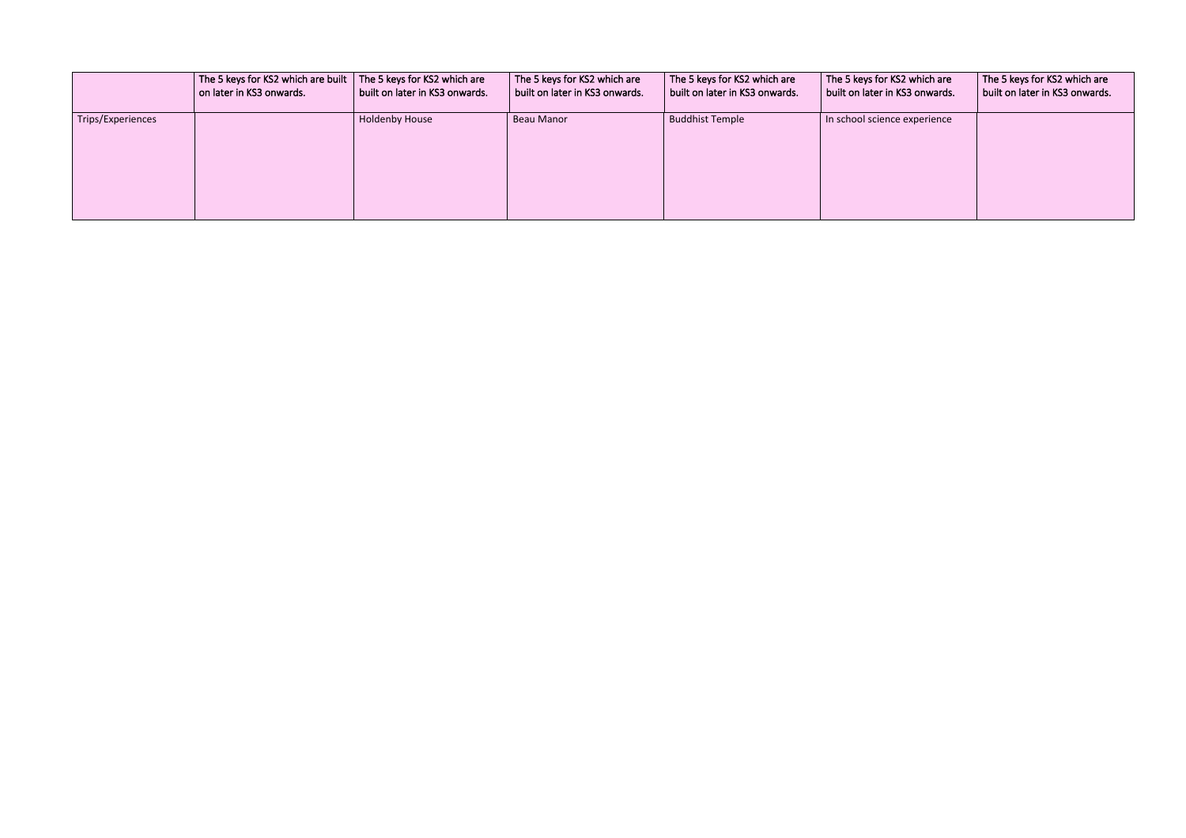| | The 5 keys for KS2 which are built on later in KS3 onwards. | The 5 keys for KS2 which are built on later in KS3 onwards. | The 5 keys for KS2 which are built on later in KS3 onwards. | The 5 keys for KS2 which are built on later in KS3 onwards. | The 5 keys for KS2 which are built on later in KS3 onwards. | The 5 keys for KS2 which are built on later in KS3 onwards. |
|---|---|---|---|---|---|---|
| Trips/Experiences | | Holdenby House | Beau Manor | Buddhist Temple | In school science experience | |